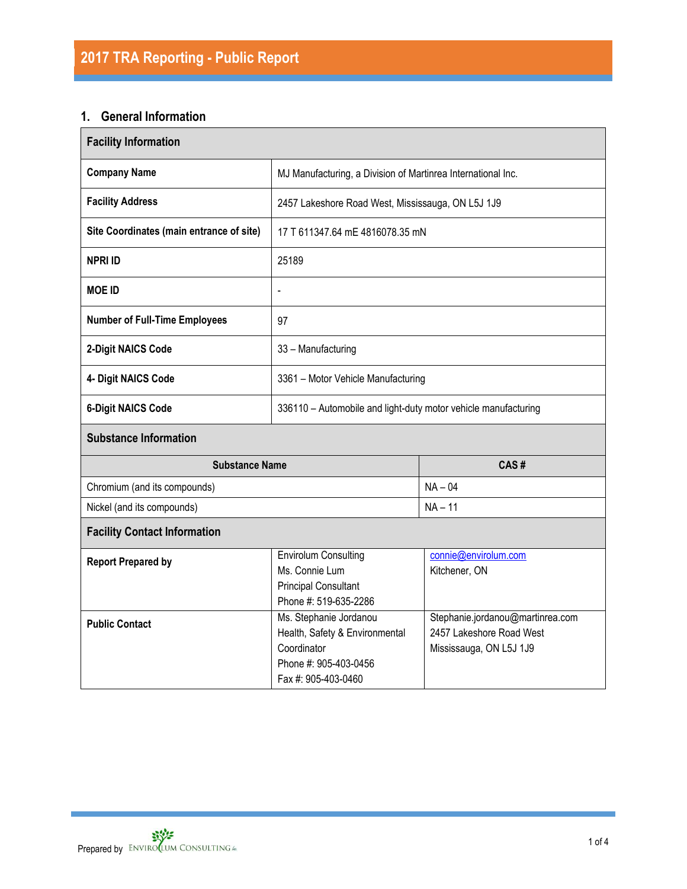# 2017 TRA Reporting - Public Report

## 1. General Information

| Facility Information | |
|---|---|
| **Company Name** | MJ Manufacturing, a Division of Martinrea International Inc. |
| **Facility Address** | 2457 Lakeshore Road West, Mississauga, ON L5J 1J9 |
| **Site Coordinates (main entrance of site)** | 17 T 611347.64 mE 4816078.35 mN |
| **NPRI ID** | 25189 |
| **MOE ID** | - |
| **Number of Full-Time Employees** | 97 |
| **2-Digit NAICS Code** | 33 – Manufacturing |
| **4- Digit NAICS Code** | 3361 – Motor Vehicle Manufacturing |
| **6-Digit NAICS Code** | 336110 – Automobile and light-duty motor vehicle manufacturing |

**Substance Information**

| Substance Name | CAS # |
|---|---|
| Chromium (and its compounds) | NA – 04 |
| Nickel (and its compounds) | NA – 11 |

**Facility Contact Information**

| | | |
|---|---|---|
| **Report Prepared by** | Envirolum Consulting<br>Ms. Connie Lum<br>Principal Consultant<br>Phone #: 519-635-2286 | connie@envirolum.com<br>Kitchener, ON |
| **Public Contact** | Ms. Stephanie Jordanou<br>Health, Safety & Environmental Coordinator<br>Phone #: 905-403-0456<br>Fax #: 905-403-0460 | Stephanie.jordanou@martinrea.com<br>2457 Lakeshore Road West<br>Mississauga, ON L5J 1J9 |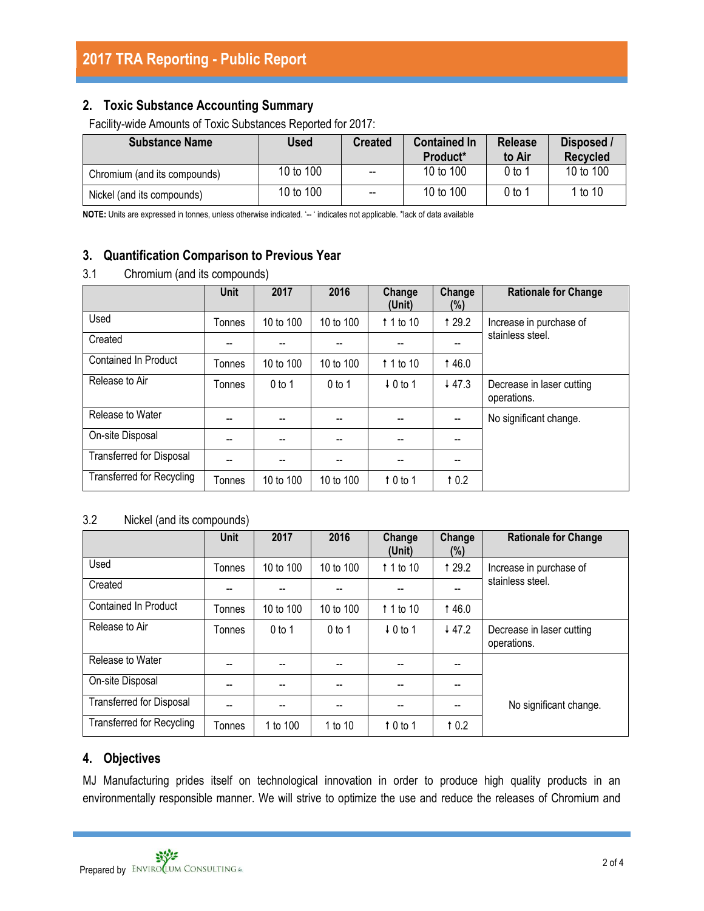## 2. Toxic Substance Accounting Summary

Facility-wide Amounts of Toxic Substances Reported for 2017:

| Substance Name | Used | Created | Contained In Product* | Release to Air | Disposed / Recycled |
|---|---|---|---|---|---|
| Chromium (and its compounds) | 10 to 100 | -- | 10 to 100 | 0 to 1 | 10 to 100 |
| Nickel (and its compounds) | 10 to 100 | -- | 10 to 100 | 0 to 1 | 1 to 10 |

**NOTE:** Units are expressed in tonnes, unless otherwise indicated. '-- ' indicates not applicable. *lack of data available

## 3. Quantification Comparison to Previous Year

### 3.1 Chromium (and its compounds)

| | Unit | 2017 | 2016 | Change (Unit) | Change (%) | Rationale for Change |
|---|---|---|---|---|---|---|
| Used | Tonnes | 10 to 100 | 10 to 100 | ↑ 1 to 10 | ↑ 29.2 | Increase in purchase of stainless steel. |
| Created | -- | -- | -- | -- | -- | |
| Contained In Product | Tonnes | 10 to 100 | 10 to 100 | ↑ 1 to 10 | ↑ 46.0 | |
| Release to Air | Tonnes | 0 to 1 | 0 to 1 | ↓ 0 to 1 | ↓ 47.3 | Decrease in laser cutting operations. |
| Release to Water | -- | -- | -- | -- | -- | No significant change. |
| On-site Disposal | -- | -- | -- | -- | -- | |
| Transferred for Disposal | -- | -- | -- | -- | -- | |
| Transferred for Recycling | Tonnes | 10 to 100 | 10 to 100 | ↑ 0 to 1 | ↑ 0.2 | |

### 3.2 Nickel (and its compounds)

| | Unit | 2017 | 2016 | Change (Unit) | Change (%) | Rationale for Change |
|---|---|---|---|---|---|---|
| Used | Tonnes | 10 to 100 | 10 to 100 | ↑ 1 to 10 | ↑ 29.2 | Increase in purchase of stainless steel. |
| Created | -- | -- | -- | -- | -- | |
| Contained In Product | Tonnes | 10 to 100 | 10 to 100 | ↑ 1 to 10 | ↑ 46.0 | |
| Release to Air | Tonnes | 0 to 1 | 0 to 1 | ↓ 0 to 1 | ↓ 47.2 | Decrease in laser cutting operations. |
| Release to Water | -- | -- | -- | -- | -- | No significant change. |
| On-site Disposal | -- | -- | -- | -- | -- | |
| Transferred for Disposal | -- | -- | -- | -- | -- | |
| Transferred for Recycling | Tonnes | 1 to 100 | 1 to 10 | ↑ 0 to 1 | ↑ 0.2 | |

## 4. Objectives

MJ Manufacturing prides itself on technological innovation in order to produce high quality products in an environmentally responsible manner. We will strive to optimize the use and reduce the releases of Chromium and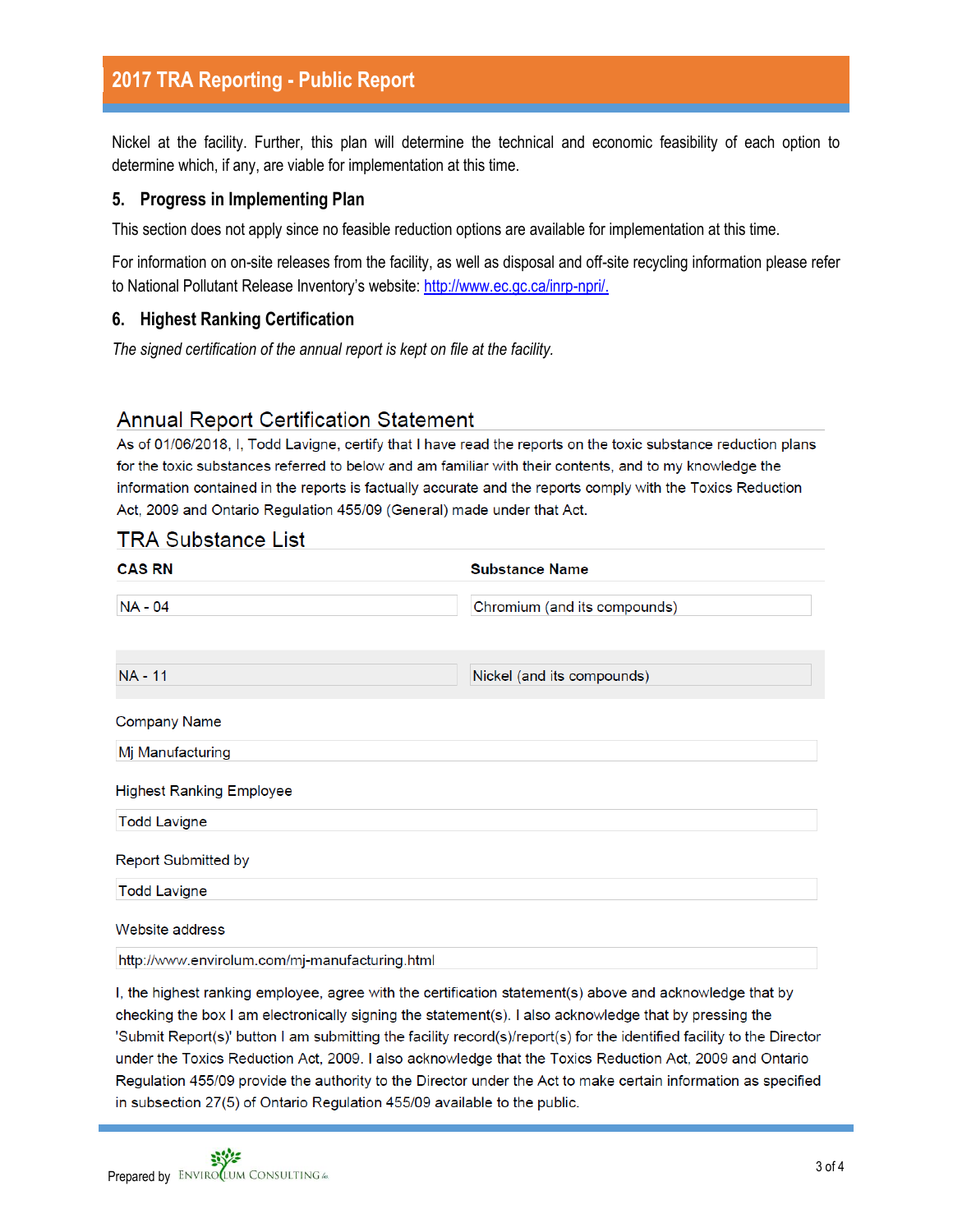Nickel at the facility. Further, this plan will determine the technical and economic feasibility of each option to determine which, if any, are viable for implementation at this time.

### 5. Progress in Implementing Plan

This section does not apply since no feasible reduction options are available for implementation at this time.

For information on on-site releases from the facility, as well as disposal and off-site recycling information please refer to National Pollutant Release Inventory's website: http://www.ec.gc.ca/inrp-npri/.

### 6. Highest Ranking Certification

*The signed certification of the annual report is kept on file at the facility.*

## Annual Report Certification Statement

As of 01/06/2018, I, Todd Lavigne, certify that I have read the reports on the toxic substance reduction plans for the toxic substances referred to below and am familiar with their contents, and to my knowledge the information contained in the reports is factually accurate and the reports comply with the Toxics Reduction Act, 2009 and Ontario Regulation 455/09 (General) made under that Act.

## TRA Substance List

| CAS RN | Substance Name |
| --- | --- |
| NA - 04 | Chromium (and its compounds) |
| NA - 11 | Nickel (and its compounds) |

Company Name

Mj Manufacturing

Highest Ranking Employee

Todd Lavigne

Report Submitted by

Todd Lavigne

Website address

http://www.envirolum.com/mj-manufacturing.html

I, the highest ranking employee, agree with the certification statement(s) above and acknowledge that by checking the box I am electronically signing the statement(s). I also acknowledge that by pressing the 'Submit Report(s)' button I am submitting the facility record(s)/report(s) for the identified facility to the Director under the Toxics Reduction Act, 2009. I also acknowledge that the Toxics Reduction Act, 2009 and Ontario Regulation 455/09 provide the authority to the Director under the Act to make certain information as specified in subsection 27(5) of Ontario Regulation 455/09 available to the public.